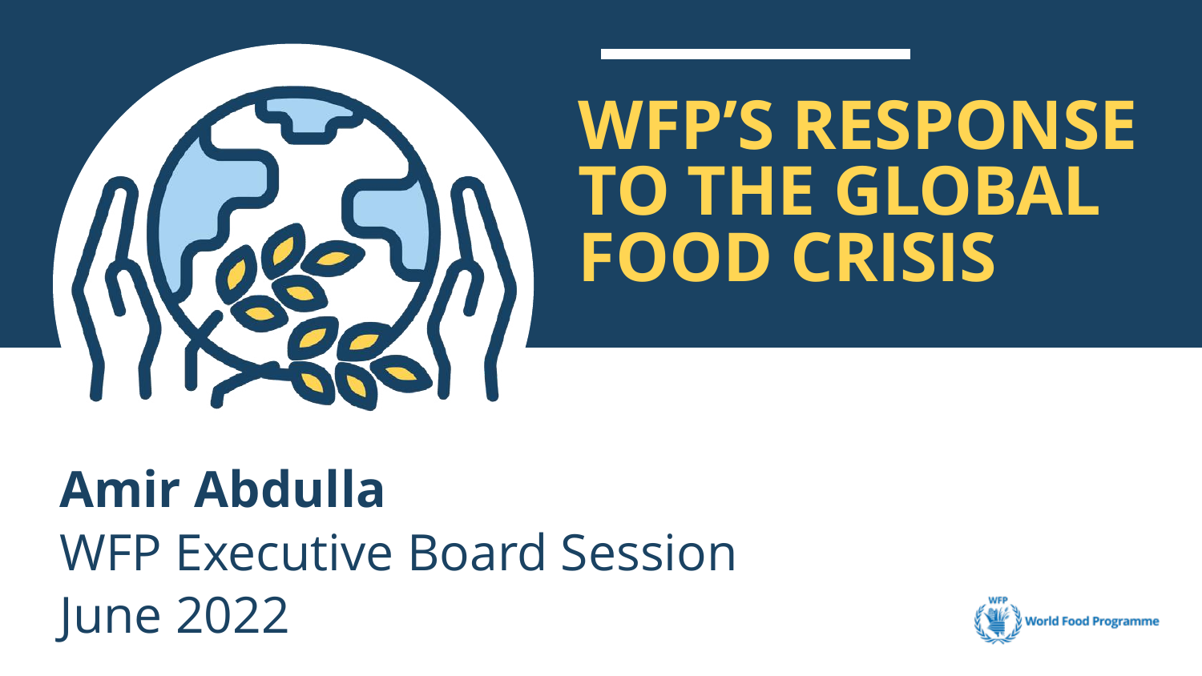# WFP'S RESPONSE TO THE GLOBAL FOOD CRISIS

**Amir Abdulla**

WFP Executive Board Session

June 2022

World Food Programme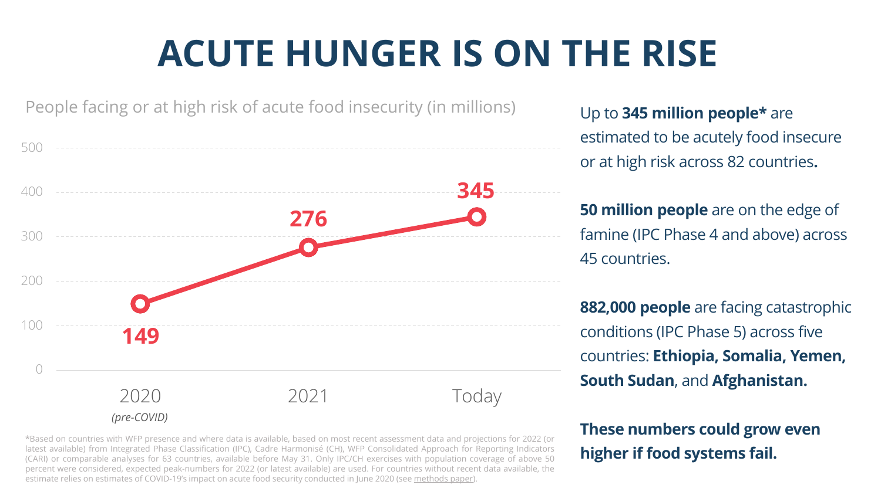# ACUTE HUNGER IS ON THE RISE

People facing or at high risk of acute food insecurity (in millions)

| Year | People (millions) |
|---|---|
| 2020 *(pre-COVID)* | 149 |
| 2021 | 276 |
| Today | 345 |

Up to **345 million people*** are estimated to be acutely food insecure or at high risk across 82 countries**.**

**50 million people** are on the edge of famine (IPC Phase 4 and above) across 45 countries.

**882,000 people** are facing catastrophic conditions (IPC Phase 5) across five countries: **Ethiopia, Somalia, Yemen, South Sudan**, and **Afghanistan.**

**These numbers could grow even higher if food systems fail.**

*Based on countries with WFP presence and where data is available, based on most recent assessment data and projections for 2022 (or latest available) from Integrated Phase Classification (IPC), Cadre Harmonisé (CH), WFP Consolidated Approach for Reporting Indicators (CARI) or comparable analyses for 63 countries, available before May 31. Only IPC/CH exercises with population coverage of above 50 percent were considered, expected peak-numbers for 2022 (or latest available) are used. For countries without recent data available, the estimate relies on estimates of COVID-19's impact on acute food security conducted in June 2020 (see methods paper).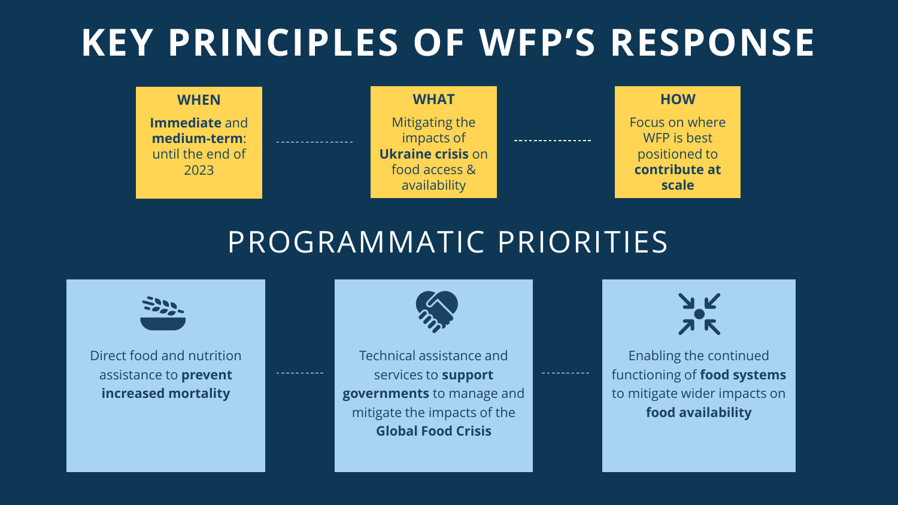# KEY PRINCIPLES OF WFP'S RESPONSE

**WHEN**

**Immediate** and **medium-term**: until the end of 2023

**WHAT**

Mitigating the impacts of **Ukraine crisis** on food access & availability

**HOW**

Focus on where WFP is best positioned to **contribute at scale**

## PROGRAMMATIC PRIORITIES

Direct food and nutrition assistance to **prevent increased mortality**

Technical assistance and services to **support governments** to manage and mitigate the impacts of the **Global Food Crisis**

Enabling the continued functioning of **food systems** to mitigate wider impacts on **food availability**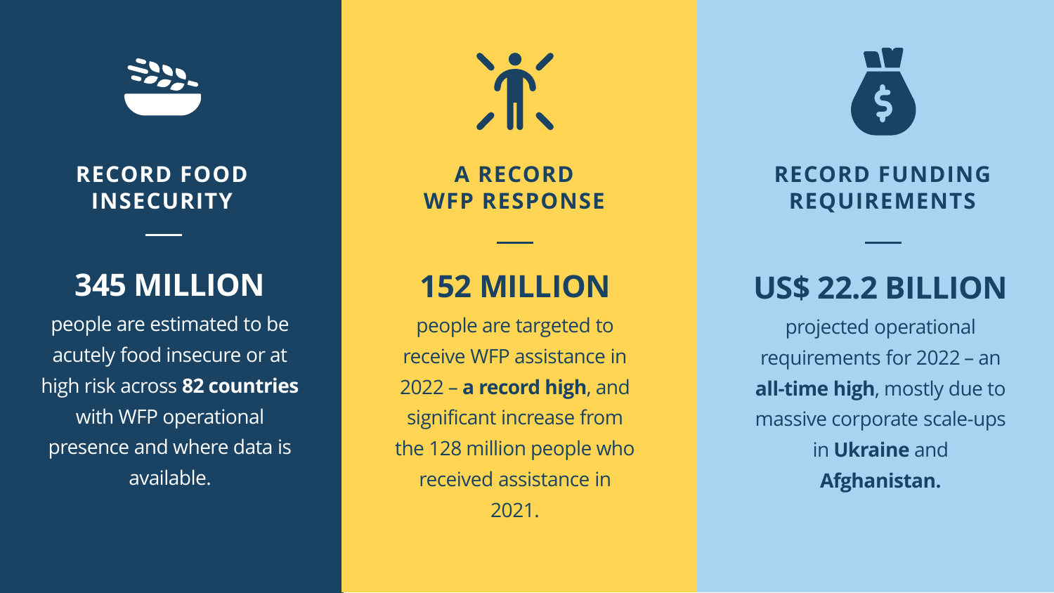## RECORD FOOD INSECURITY

### 345 MILLION

people are estimated to be acutely food insecure or at high risk across **82 countries** with WFP operational presence and where data is available.

## A RECORD WFP RESPONSE

### 152 MILLION

people are targeted to receive WFP assistance in 2022 – **a record high**, and significant increase from the 128 million people who received assistance in 2021.

## RECORD FUNDING REQUIREMENTS

### US$ 22.2 BILLION

projected operational requirements for 2022 – an **all-time high**, mostly due to massive corporate scale-ups in **Ukraine** and **Afghanistan.**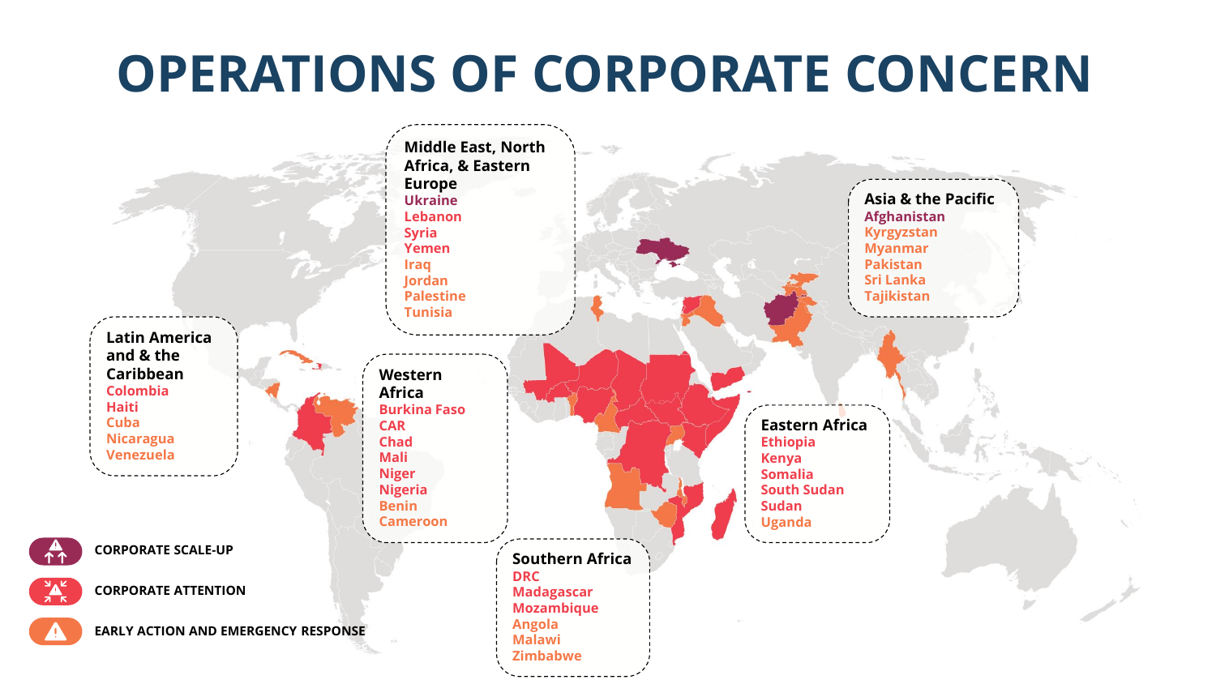# OPERATIONS OF CORPORATE CONCERN

**Middle East, North Africa, & Eastern Europe**
Ukraine
Lebanon
Syria
Yemen
Iraq
Jordan
Palestine
Tunisia

**Asia & the Pacific**
Afghanistan
Kyrgyzstan
Myanmar
Pakistan
Sri Lanka
Tajikistan

**Latin America and & the Caribbean**
Colombia
Haiti
Cuba
Nicaragua
Venezuela

**Western Africa**
Burkina Faso
CAR
Chad
Mali
Niger
Nigeria
Benin
Cameroon

**Eastern Africa**
Ethiopia
Kenya
Somalia
South Sudan
Sudan
Uganda

**Southern Africa**
DRC
Madagascar
Mozambique
Angola
Malawi
Zimbabwe

CORPORATE SCALE-UP
CORPORATE ATTENTION
EARLY ACTION AND EMERGENCY RESPONSE